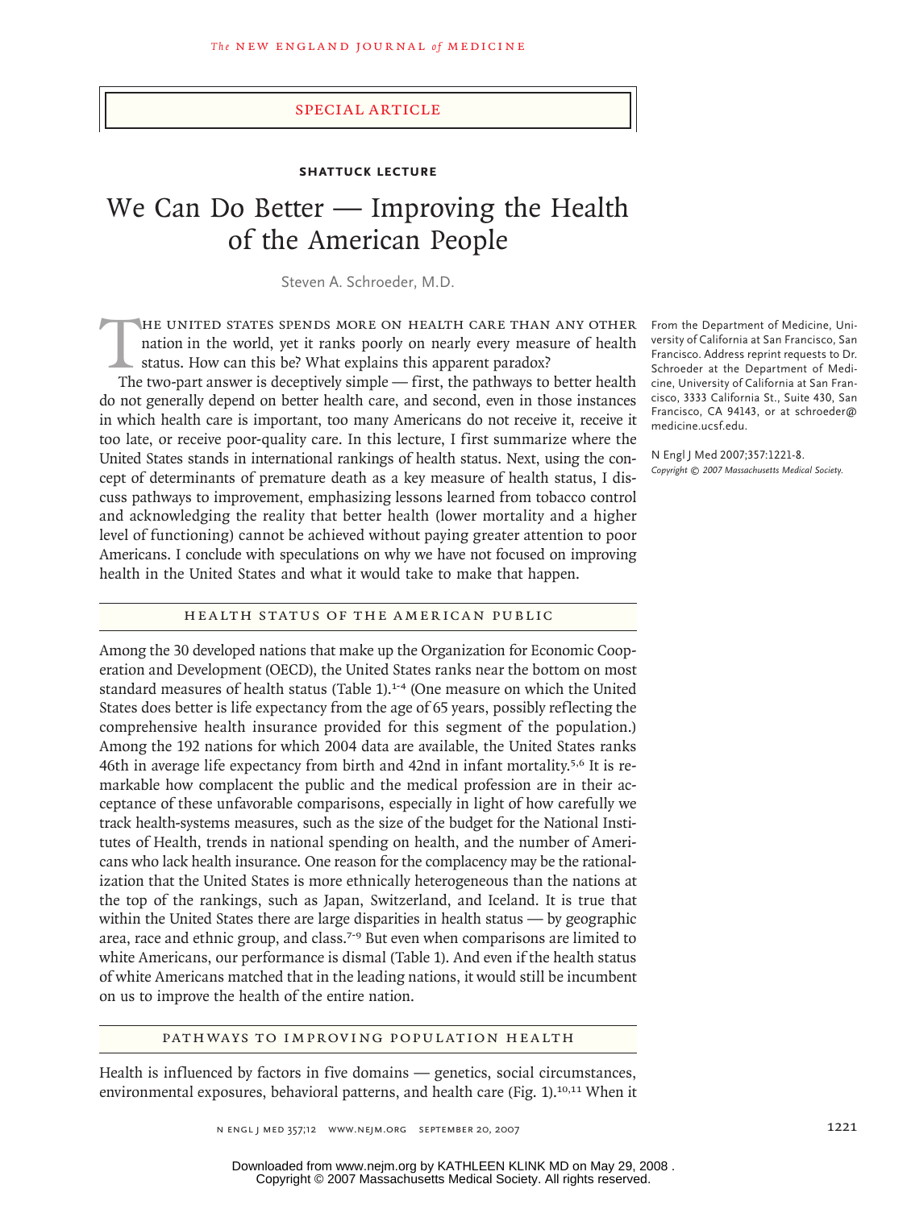SPECIAL ARTICLE

**SHATTUCK LECTURE**

# We Can Do Better — Improving the Health of the American People

Steven A. Schroeder, M.D.

From the Department of Medicine, University of California at San Francisco, San Francisco. Address reprint requests to Dr. Schroeder at the Department of Medicine, University of California at San Francisco, 3333 California St., Suite 430, San Francisco, CA 94143, or at schroeder@medicine.ucsf.edu.

N Engl J Med 2007;357:1221-8.
*Copyright © 2007 Massachusetts Medical Society.*

The United States spends more on health care than any other nation in the world, yet it ranks poorly on nearly every measure of health status. How can this be? What explains this apparent paradox?

The two-part answer is deceptively simple — first, the pathways to better health do not generally depend on better health care, and second, even in those instances in which health care is important, too many Americans do not receive it, receive it too late, or receive poor-quality care. In this lecture, I first summarize where the United States stands in international rankings of health status. Next, using the concept of determinants of premature death as a key measure of health status, I discuss pathways to improvement, emphasizing lessons learned from tobacco control and acknowledging the reality that better health (lower mortality and a higher level of functioning) cannot be achieved without paying greater attention to poor Americans. I conclude with speculations on why we have not focused on improving health in the United States and what it would take to make that happen.

## HEALTH STATUS OF THE AMERICAN PUBLIC

Among the 30 developed nations that make up the Organization for Economic Cooperation and Development (OECD), the United States ranks near the bottom on most standard measures of health status (Table 1).[1-4] (One measure on which the United States does better is life expectancy from the age of 65 years, possibly reflecting the comprehensive health insurance provided for this segment of the population.) Among the 192 nations for which 2004 data are available, the United States ranks 46th in average life expectancy from birth and 42nd in infant mortality.[5,6] It is remarkable how complacent the public and the medical profession are in their acceptance of these unfavorable comparisons, especially in light of how carefully we track health-systems measures, such as the size of the budget for the National Institutes of Health, trends in national spending on health, and the number of Americans who lack health insurance. One reason for the complacency may be the rationalization that the United States is more ethnically heterogeneous than the nations at the top of the rankings, such as Japan, Switzerland, and Iceland. It is true that within the United States there are large disparities in health status — by geographic area, race and ethnic group, and class.[7-9] But even when comparisons are limited to white Americans, our performance is dismal (Table 1). And even if the health status of white Americans matched that in the leading nations, it would still be incumbent on us to improve the health of the entire nation.

## PATHWAYS TO IMPROVING POPULATION HEALTH

Health is influenced by factors in five domains — genetics, social circumstances, environmental exposures, behavioral patterns, and health care (Fig. 1).[10,11] When it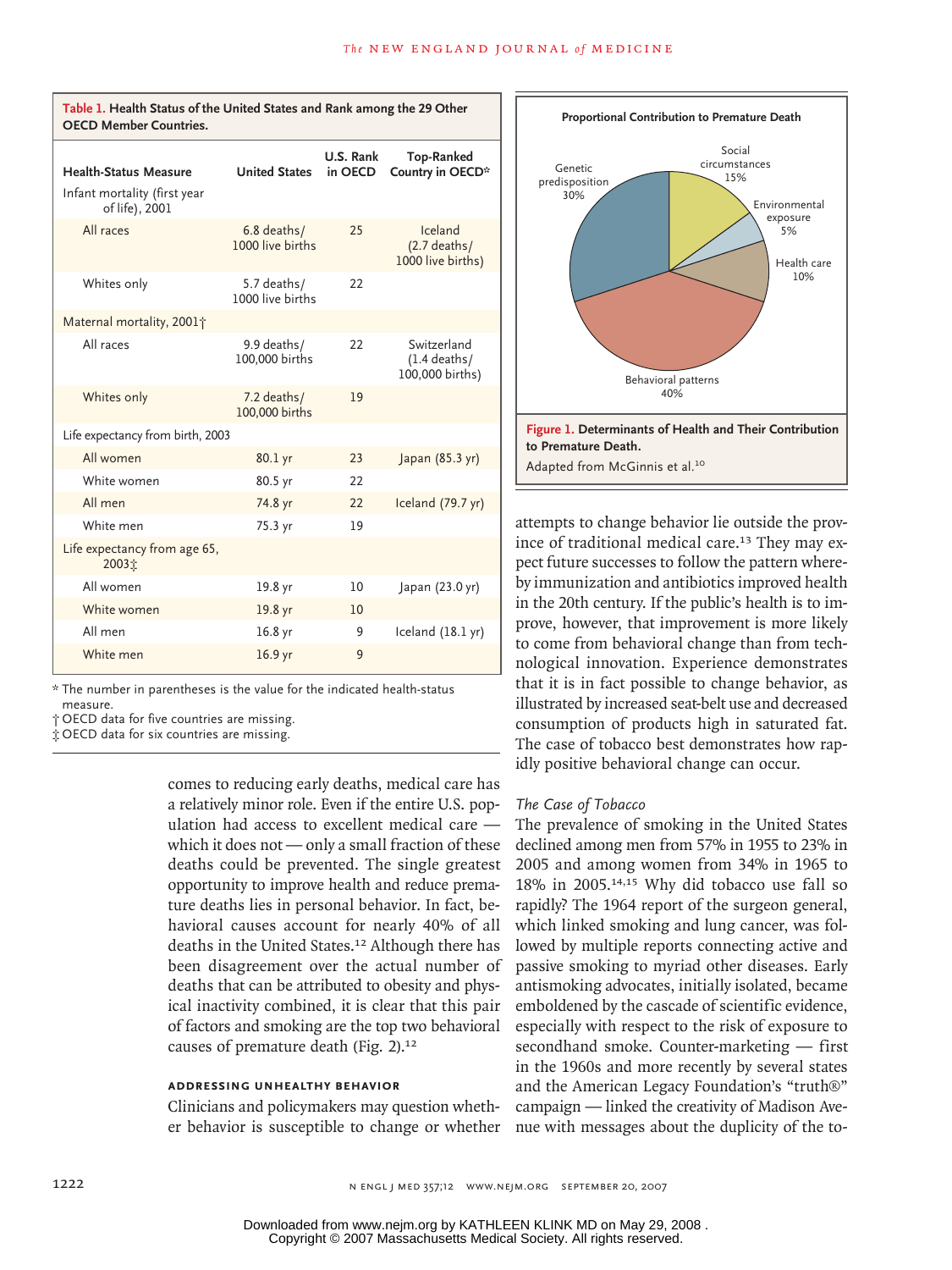**Table 1. Health Status of the United States and Rank among the 29 Other OECD Member Countries.**

| Health-Status Measure | United States | U.S. Rank in OECD | Top-Ranked Country in OECD* |
|---|---|---|---|
| Infant mortality (first year of life), 2001 | | | |
| All races | 6.8 deaths/1000 live births | 25 | Iceland (2.7 deaths/1000 live births) |
| Whites only | 5.7 deaths/1000 live births | 22 | |
| Maternal mortality, 2001† | | | |
| All races | 9.9 deaths/100,000 births | 22 | Switzerland (1.4 deaths/100,000 births) |
| Whites only | 7.2 deaths/100,000 births | 19 | |
| Life expectancy from birth, 2003 | | | |
| All women | 80.1 yr | 23 | Japan (85.3 yr) |
| White women | 80.5 yr | 22 | |
| All men | 74.8 yr | 22 | Iceland (79.7 yr) |
| White men | 75.3 yr | 19 | |
| Life expectancy from age 65, 2003‡ | | | |
| All women | 19.8 yr | 10 | Japan (23.0 yr) |
| White women | 19.8 yr | 10 | |
| All men | 16.8 yr | 9 | Iceland (18.1 yr) |
| White men | 16.9 yr | 9 | |

\* The number in parentheses is the value for the indicated health-status measure.
† OECD data for five countries are missing.
‡ OECD data for six countries are missing.

**Proportional Contribution to Premature Death**

- Genetic predisposition 30%
- Social circumstances 15%
- Environmental exposure 5%
- Health care 10%
- Behavioral patterns 40%

**Figure 1. Determinants of Health and Their Contribution to Premature Death.**
Adapted from McGinnis et al.[10]

comes to reducing early deaths, medical care has a relatively minor role. Even if the entire U.S. population had access to excellent medical care — which it does not — only a small fraction of these deaths could be prevented. The single greatest opportunity to improve health and reduce premature deaths lies in personal behavior. In fact, behavioral causes account for nearly 40% of all deaths in the United States.[12] Although there has been disagreement over the actual number of deaths that can be attributed to obesity and physical inactivity combined, it is clear that this pair of factors and smoking are the top two behavioral causes of premature death (Fig. 2).[12]

## Addressing Unhealthy Behavior

Clinicians and policymakers may question whether behavior is susceptible to change or whether attempts to change behavior lie outside the province of traditional medical care.[13] They may expect future successes to follow the pattern whereby immunization and antibiotics improved health in the 20th century. If the public's health is to improve, however, that improvement is more likely to come from behavioral change than from technological innovation. Experience demonstrates that it is in fact possible to change behavior, as illustrated by increased seat-belt use and decreased consumption of products high in saturated fat. The case of tobacco best demonstrates how rapidly positive behavioral change can occur.

### *The Case of Tobacco*

The prevalence of smoking in the United States declined among men from 57% in 1955 to 23% in 2005 and among women from 34% in 1965 to 18% in 2005.[14,15] Why did tobacco use fall so rapidly? The 1964 report of the surgeon general, which linked smoking and lung cancer, was followed by multiple reports connecting active and passive smoking to myriad other diseases. Early antismoking advocates, initially isolated, became emboldened by the cascade of scientific evidence, especially with respect to the risk of exposure to secondhand smoke. Counter-marketing — first in the 1960s and more recently by several states and the American Legacy Foundation's "truth®" campaign — linked the creativity of Madison Avenue with messages about the duplicity of the to-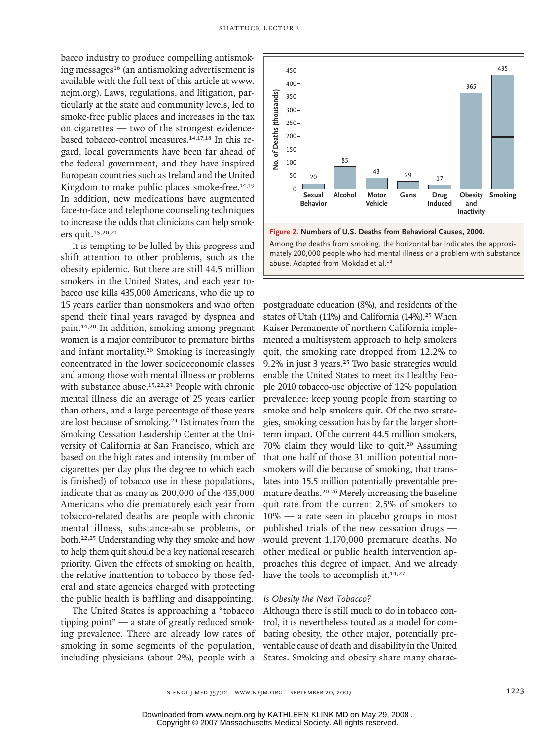bacco industry to produce compelling antismoking messages[16] (an antismoking advertisement is available with the full text of this article at www.nejm.org). Laws, regulations, and litigation, particularly at the state and community levels, led to smoke-free public places and increases in the tax on cigarettes — two of the strongest evidence-based tobacco-control measures.[14,17,18] In this regard, local governments have been far ahead of the federal government, and they have inspired European countries such as Ireland and the United Kingdom to make public places smoke-free.[14,19] In addition, new medications have augmented face-to-face and telephone counseling techniques to increase the odds that clinicians can help smokers quit.[15,20,21]

It is tempting to be lulled by this progress and shift attention to other problems, such as the obesity epidemic. But there are still 44.5 million smokers in the United States, and each year tobacco use kills 435,000 Americans, who die up to 15 years earlier than nonsmokers and who often spend their final years ravaged by dyspnea and pain.[14,20] In addition, smoking among pregnant women is a major contributor to premature births and infant mortality.[20] Smoking is increasingly concentrated in the lower socioeconomic classes and among those with mental illness or problems with substance abuse.[15,22,23] People with chronic mental illness die an average of 25 years earlier than others, and a large percentage of those years are lost because of smoking.[24] Estimates from the Smoking Cessation Leadership Center at the University of California at San Francisco, which are based on the high rates and intensity (number of cigarettes per day plus the degree to which each is finished) of tobacco use in these populations, indicate that as many as 200,000 of the 435,000 Americans who die prematurely each year from tobacco-related deaths are people with chronic mental illness, substance-abuse problems, or both.[22,25] Understanding why they smoke and how to help them quit should be a key national research priority. Given the effects of smoking on health, the relative inattention to tobacco by those federal and state agencies charged with protecting the public health is baffling and disappointing.

The United States is approaching a "tobacco tipping point" — a state of greatly reduced smoking prevalence. There are already low rates of smoking in some segments of the population, including physicians (about 2%), people with a postgraduate education (8%), and residents of the states of Utah (11%) and California (14%).[25] When Kaiser Permanente of northern California implemented a multisystem approach to help smokers quit, the smoking rate dropped from 12.2% to 9.2% in just 3 years.[25] Two basic strategies would enable the United States to meet its Healthy People 2010 tobacco-use objective of 12% population prevalence: keep young people from starting to smoke and help smokers quit. Of the two strategies, smoking cessation has by far the larger short-term impact. Of the current 44.5 million smokers, 70% claim they would like to quit.[20] Assuming that one half of those 31 million potential nonsmokers will die because of smoking, that translates into 15.5 million potentially preventable premature deaths.[20,26] Merely increasing the baseline quit rate from the current 2.5% of smokers to 10% — a rate seen in placebo groups in most published trials of the new cessation drugs — would prevent 1,170,000 premature deaths. No other medical or public health intervention approaches this degree of impact. And we already have the tools to accomplish it.[14,27]

| Behavioral Cause | No. of Deaths (thousands) |
|---|---|
| Sexual Behavior | 20 |
| Alcohol | 85 |
| Motor Vehicle | 43 |
| Guns | 29 |
| Drug Induced | 17 |
| Obesity and Inactivity | 365 |
| Smoking | 435 |

**Figure 2. Numbers of U.S. Deaths from Behavioral Causes, 2000.**
Among the deaths from smoking, the horizontal bar indicates the approximately 200,000 people who had mental illness or a problem with substance abuse. Adapted from Mokdad et al.[12]

### *Is Obesity the Next Tobacco?*

Although there is still much to do in tobacco control, it is nevertheless touted as a model for combating obesity, the other major, potentially preventable cause of death and disability in the United States. Smoking and obesity share many charac-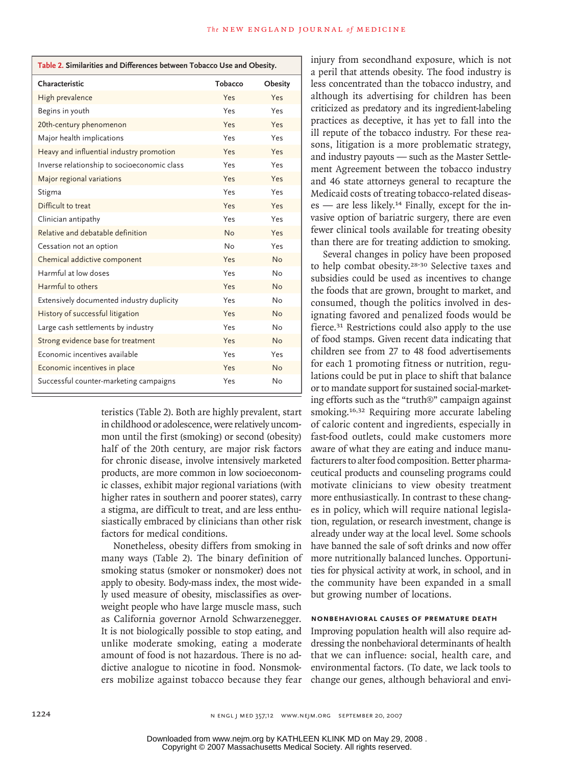**Table 2. Similarities and Differences between Tobacco Use and Obesity.**

| Characteristic | Tobacco | Obesity |
|---|---|---|
| High prevalence | Yes | Yes |
| Begins in youth | Yes | Yes |
| 20th-century phenomenon | Yes | Yes |
| Major health implications | Yes | Yes |
| Heavy and influential industry promotion | Yes | Yes |
| Inverse relationship to socioeconomic class | Yes | Yes |
| Major regional variations | Yes | Yes |
| Stigma | Yes | Yes |
| Difficult to treat | Yes | Yes |
| Clinician antipathy | Yes | Yes |
| Relative and debatable definition | No | Yes |
| Cessation not an option | No | Yes |
| Chemical addictive component | Yes | No |
| Harmful at low doses | Yes | No |
| Harmful to others | Yes | No |
| Extensively documented industry duplicity | Yes | No |
| History of successful litigation | Yes | No |
| Large cash settlements by industry | Yes | No |
| Strong evidence base for treatment | Yes | No |
| Economic incentives available | Yes | Yes |
| Economic incentives in place | Yes | No |
| Successful counter-marketing campaigns | Yes | No |

teristics (Table 2). Both are highly prevalent, start in childhood or adolescence, were relatively uncommon until the first (smoking) or second (obesity) half of the 20th century, are major risk factors for chronic disease, involve intensively marketed products, are more common in low socioeconomic classes, exhibit major regional variations (with higher rates in southern and poorer states), carry a stigma, are difficult to treat, and are less enthusiastically embraced by clinicians than other risk factors for medical conditions.

Nonetheless, obesity differs from smoking in many ways (Table 2). The binary definition of smoking status (smoker or nonsmoker) does not apply to obesity. Body-mass index, the most widely used measure of obesity, misclassifies as overweight people who have large muscle mass, such as California governor Arnold Schwarzenegger. It is not biologically possible to stop eating, and unlike moderate smoking, eating a moderate amount of food is not hazardous. There is no addictive analogue to nicotine in food. Nonsmokers mobilize against tobacco because they fear injury from secondhand exposure, which is not a peril that attends obesity. The food industry is less concentrated than the tobacco industry, and although its advertising for children has been criticized as predatory and its ingredient-labeling practices as deceptive, it has yet to fall into the ill repute of the tobacco industry. For these reasons, litigation is a more problematic strategy, and industry payouts — such as the Master Settlement Agreement between the tobacco industry and 46 state attorneys general to recapture the Medicaid costs of treating tobacco-related diseases — are less likely.[14] Finally, except for the invasive option of bariatric surgery, there are even fewer clinical tools available for treating obesity than there are for treating addiction to smoking.

Several changes in policy have been proposed to help combat obesity.[28-30] Selective taxes and subsidies could be used as incentives to change the foods that are grown, brought to market, and consumed, though the politics involved in designating favored and penalized foods would be fierce.[31] Restrictions could also apply to the use of food stamps. Given recent data indicating that children see from 27 to 48 food advertisements for each 1 promoting fitness or nutrition, regulations could be put in place to shift that balance or to mandate support for sustained social-marketing efforts such as the "truth®" campaign against smoking.[16,32] Requiring more accurate labeling of caloric content and ingredients, especially in fast-food outlets, could make customers more aware of what they are eating and induce manufacturers to alter food composition. Better pharmaceutical products and counseling programs could motivate clinicians to view obesity treatment more enthusiastically. In contrast to these changes in policy, which will require national legislation, regulation, or research investment, change is already under way at the local level. Some schools have banned the sale of soft drinks and now offer more nutritionally balanced lunches. Opportunities for physical activity at work, in school, and in the community have been expanded in a small but growing number of locations.

### NONBEHAVIORAL CAUSES OF PREMATURE DEATH

Improving population health will also require addressing the nonbehavioral determinants of health that we can influence: social, health care, and environmental factors. (To date, we lack tools to change our genes, although behavioral and envi-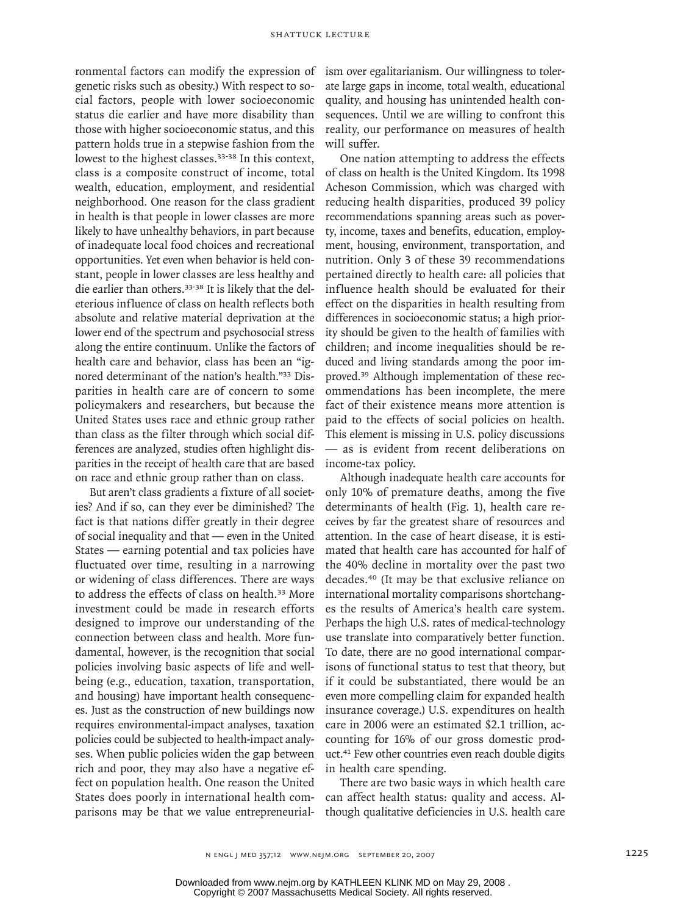ronmental factors can modify the expression of genetic risks such as obesity.) With respect to social factors, people with lower socioeconomic status die earlier and have more disability than those with higher socioeconomic status, and this pattern holds true in a stepwise fashion from the lowest to the highest classes.[33-38] In this context, class is a composite construct of income, total wealth, education, employment, and residential neighborhood. One reason for the class gradient in health is that people in lower classes are more likely to have unhealthy behaviors, in part because of inadequate local food choices and recreational opportunities. Yet even when behavior is held constant, people in lower classes are less healthy and die earlier than others.[33-38] It is likely that the deleterious influence of class on health reflects both absolute and relative material deprivation at the lower end of the spectrum and psychosocial stress along the entire continuum. Unlike the factors of health care and behavior, class has been an "ignored determinant of the nation's health."[33] Disparities in health care are of concern to some policymakers and researchers, but because the United States uses race and ethnic group rather than class as the filter through which social differences are analyzed, studies often highlight disparities in the receipt of health care that are based on race and ethnic group rather than on class.

But aren't class gradients a fixture of all societies? And if so, can they ever be diminished? The fact is that nations differ greatly in their degree of social inequality and that — even in the United States — earning potential and tax policies have fluctuated over time, resulting in a narrowing or widening of class differences. There are ways to address the effects of class on health.[33] More investment could be made in research efforts designed to improve our understanding of the connection between class and health. More fundamental, however, is the recognition that social policies involving basic aspects of life and well-being (e.g., education, taxation, transportation, and housing) have important health consequences. Just as the construction of new buildings now requires environmental-impact analyses, taxation policies could be subjected to health-impact analyses. When public policies widen the gap between rich and poor, they may also have a negative effect on population health. One reason the United States does poorly in international health comparisons may be that we value entrepreneurialism over egalitarianism. Our willingness to tolerate large gaps in income, total wealth, educational quality, and housing has unintended health consequences. Until we are willing to confront this reality, our performance on measures of health will suffer.

One nation attempting to address the effects of class on health is the United Kingdom. Its 1998 Acheson Commission, which was charged with reducing health disparities, produced 39 policy recommendations spanning areas such as poverty, income, taxes and benefits, education, employment, housing, environment, transportation, and nutrition. Only 3 of these 39 recommendations pertained directly to health care: all policies that influence health should be evaluated for their effect on the disparities in health resulting from differences in socioeconomic status; a high priority should be given to the health of families with children; and income inequalities should be reduced and living standards among the poor improved.[39] Although implementation of these recommendations has been incomplete, the mere fact of their existence means more attention is paid to the effects of social policies on health. This element is missing in U.S. policy discussions — as is evident from recent deliberations on income-tax policy.

Although inadequate health care accounts for only 10% of premature deaths, among the five determinants of health (Fig. 1), health care receives by far the greatest share of resources and attention. In the case of heart disease, it is estimated that health care has accounted for half of the 40% decline in mortality over the past two decades.[40] (It may be that exclusive reliance on international mortality comparisons shortchanges the results of America's health care system. Perhaps the high U.S. rates of medical-technology use translate into comparatively better function. To date, there are no good international comparisons of functional status to test that theory, but if it could be substantiated, there would be an even more compelling claim for expanded health insurance coverage.) U.S. expenditures on health care in 2006 were an estimated \$2.1 trillion, accounting for 16% of our gross domestic product.[41] Few other countries even reach double digits in health care spending.

There are two basic ways in which health care can affect health status: quality and access. Although qualitative deficiencies in U.S. health care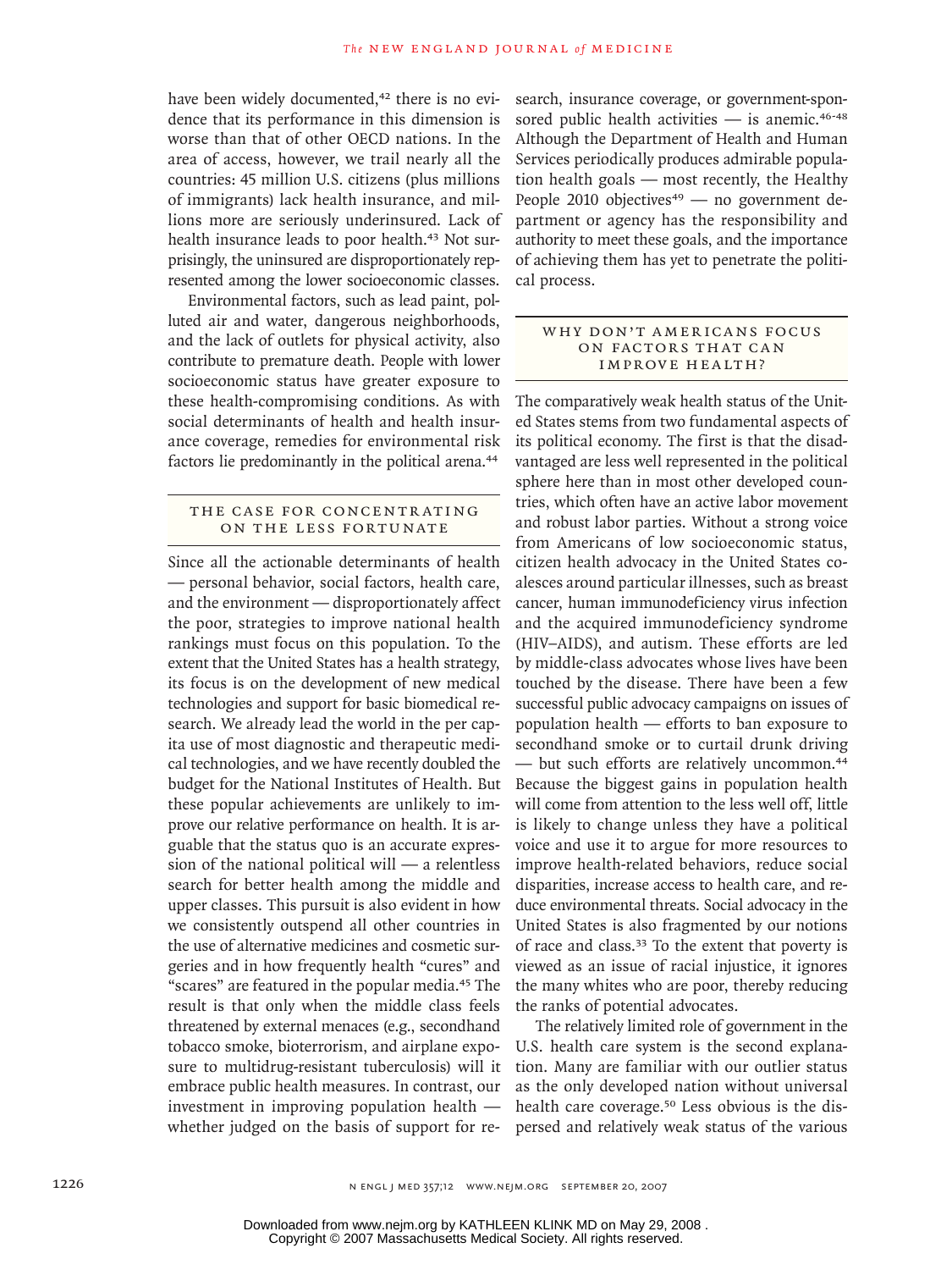have been widely documented,[42] there is no evidence that its performance in this dimension is worse than that of other OECD nations. In the area of access, however, we trail nearly all the countries: 45 million U.S. citizens (plus millions of immigrants) lack health insurance, and millions more are seriously underinsured. Lack of health insurance leads to poor health.[43] Not surprisingly, the uninsured are disproportionately represented among the lower socioeconomic classes.

Environmental factors, such as lead paint, polluted air and water, dangerous neighborhoods, and the lack of outlets for physical activity, also contribute to premature death. People with lower socioeconomic status have greater exposure to these health-compromising conditions. As with social determinants of health and health insurance coverage, remedies for environmental risk factors lie predominantly in the political arena.[44]

## THE CASE FOR CONCENTRATING ON THE LESS FORTUNATE

Since all the actionable determinants of health — personal behavior, social factors, health care, and the environment — disproportionately affect the poor, strategies to improve national health rankings must focus on this population. To the extent that the United States has a health strategy, its focus is on the development of new medical technologies and support for basic biomedical research. We already lead the world in the per capita use of most diagnostic and therapeutic medical technologies, and we have recently doubled the budget for the National Institutes of Health. But these popular achievements are unlikely to improve our relative performance on health. It is arguable that the status quo is an accurate expression of the national political will — a relentless search for better health among the middle and upper classes. This pursuit is also evident in how we consistently outspend all other countries in the use of alternative medicines and cosmetic surgeries and in how frequently health "cures" and "scares" are featured in the popular media.[45] The result is that only when the middle class feels threatened by external menaces (e.g., secondhand tobacco smoke, bioterrorism, and airplane exposure to multidrug-resistant tuberculosis) will it embrace public health measures. In contrast, our investment in improving population health — whether judged on the basis of support for research, insurance coverage, or government-sponsored public health activities — is anemic.[46-48] Although the Department of Health and Human Services periodically produces admirable population health goals — most recently, the Healthy People 2010 objectives[49] — no government department or agency has the responsibility and authority to meet these goals, and the importance of achieving them has yet to penetrate the political process.

## WHY DON'T AMERICANS FOCUS ON FACTORS THAT CAN IMPROVE HEALTH?

The comparatively weak health status of the United States stems from two fundamental aspects of its political economy. The first is that the disadvantaged are less well represented in the political sphere here than in most other developed countries, which often have an active labor movement and robust labor parties. Without a strong voice from Americans of low socioeconomic status, citizen health advocacy in the United States coalesces around particular illnesses, such as breast cancer, human immunodeficiency virus infection and the acquired immunodeficiency syndrome (HIV–AIDS), and autism. These efforts are led by middle-class advocates whose lives have been touched by the disease. There have been a few successful public advocacy campaigns on issues of population health — efforts to ban exposure to secondhand smoke or to curtail drunk driving — but such efforts are relatively uncommon.[44] Because the biggest gains in population health will come from attention to the less well off, little is likely to change unless they have a political voice and use it to argue for more resources to improve health-related behaviors, reduce social disparities, increase access to health care, and reduce environmental threats. Social advocacy in the United States is also fragmented by our notions of race and class.[33] To the extent that poverty is viewed as an issue of racial injustice, it ignores the many whites who are poor, thereby reducing the ranks of potential advocates.

The relatively limited role of government in the U.S. health care system is the second explanation. Many are familiar with our outlier status as the only developed nation without universal health care coverage.[50] Less obvious is the dispersed and relatively weak status of the various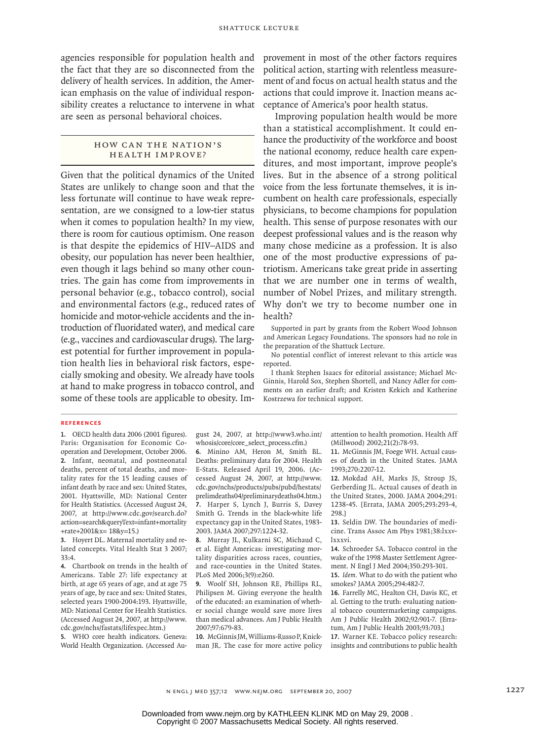agencies responsible for population health and the fact that they are so disconnected from the delivery of health services. In addition, the American emphasis on the value of individual responsibility creates a reluctance to intervene in what are seen as personal behavioral choices.

## How Can the Nation's Health Improve?

Given that the political dynamics of the United States are unlikely to change soon and that the less fortunate will continue to have weak representation, are we consigned to a low-tier status when it comes to population health? In my view, there is room for cautious optimism. One reason is that despite the epidemics of HIV–AIDS and obesity, our population has never been healthier, even though it lags behind so many other countries. The gain has come from improvements in personal behavior (e.g., tobacco control), social and environmental factors (e.g., reduced rates of homicide and motor-vehicle accidents and the introduction of fluoridated water), and medical care (e.g., vaccines and cardiovascular drugs). The largest potential for further improvement in population health lies in behavioral risk factors, especially smoking and obesity. We already have tools at hand to make progress in tobacco control, and some of these tools are applicable to obesity. Improvement in most of the other factors requires political action, starting with relentless measurement of and focus on actual health status and the actions that could improve it. Inaction means acceptance of America's poor health status.

Improving population health would be more than a statistical accomplishment. It could enhance the productivity of the workforce and boost the national economy, reduce health care expenditures, and most important, improve people's lives. But in the absence of a strong political voice from the less fortunate themselves, it is incumbent on health care professionals, especially physicians, to become champions for population health. This sense of purpose resonates with our deepest professional values and is the reason why many chose medicine as a profession. It is also one of the most productive expressions of patriotism. Americans take great pride in asserting that we are number one in terms of wealth, number of Nobel Prizes, and military strength. Why don't we try to become number one in health?

Supported in part by grants from the Robert Wood Johnson and American Legacy Foundations. The sponsors had no role in the preparation of the Shattuck Lecture.

No potential conflict of interest relevant to this article was reported.

I thank Stephen Isaacs for editorial assistance; Michael McGinnis, Harold Sox, Stephen Shortell, and Nancy Adler for comments on an earlier draft; and Kristen Kekich and Katherine Kostrzewa for technical support.

### References

1. OECD health data 2006 (2001 figures). Paris: Organisation for Economic Co-operation and Development, October 2006.
2. Infant, neonatal, and postneonatal deaths, percent of total deaths, and mortality rates for the 15 leading causes of infant death by race and sex: United States, 2001. Hyattsville, MD: National Center for Health Statistics. (Accessed August 24, 2007, at http://www.cdc.gov/search.do?action=search&queryText=infant+mortality+rate+2001&x= 18&y=15.)
3. Hoyert DL. Maternal mortality and related concepts. Vital Health Stat 3 2007; 33:4.
4. Chartbook on trends in the health of Americans. Table 27: life expectancy at birth, at age 65 years of age, and at age 75 years of age, by race and sex: United States, selected years 1900-2004:193. Hyattsville, MD: National Center for Health Statistics. (Accessed August 24, 2007, at http://www.cdc.gov/nchs/fastats/lifexpec.htm.)
5. WHO core health indicators. Geneva: World Health Organization. (Accessed August 24, 2007, at http://www3.who.int/whosis/core/core_select_process.cfm.)
6. Minino AM, Heron M, Smith BL. Deaths: preliminary data for 2004. Health E-Stats. Released April 19, 2006. (Accessed August 24, 2007, at http://www.cdc.gov/nchs/products/pubs/pubd/hestats/prelimdeaths04/preliminarydeaths04.htm.)
7. Harper S, Lynch J, Burris S, Davey Smith G. Trends in the black-white life expectancy gap in the United States, 1983-2003. JAMA 2007;297:1224-32.
8. Murray JL, Kulkarni SC, Michaud C, et al. Eight Americas: investigating mortality disparities across races, counties, and race-counties in the United States. PLoS Med 2006;3(9):e260.
9. Woolf SH, Johnson RE, Phillips RL, Philipsen M. Giving everyone the health of the educated: an examination of whether social change would save more lives than medical advances. Am J Public Health 2007;97:679-83.
10. McGinnis JM, Williams-Russo P, Knickman JR. The case for more active policy attention to health promotion. Health Aff (Millwood) 2002;21(2):78-93.
11. McGinnis JM, Foege WH. Actual causes of death in the United States. JAMA 1993;270:2207-12.
12. Mokdad AH, Marks JS, Stroup JS, Gerberding JL. Actual causes of death in the United States, 2000. JAMA 2004;291:1238-45. [Errata, JAMA 2005;293:293-4, 298.]
13. Seldin DW. The boundaries of medicine. Trans Assoc Am Phys 1981;38:lxxv-lxxxvi.
14. Schroeder SA. Tobacco control in the wake of the 1998 Master Settlement Agreement. N Engl J Med 2004;350:293-301.
15. *Idem.* What to do with the patient who smokes? JAMA 2005;294:482-7.
16. Farrelly MC, Healton CH, Davis KC, et al. Getting to the truth: evaluating national tobacco countermarketing campaigns. Am J Public Health 2002;92:901-7. [Erratum, Am J Public Health 2003;93:703.]
17. Warner KE. Tobacco policy research: insights and contributions to public health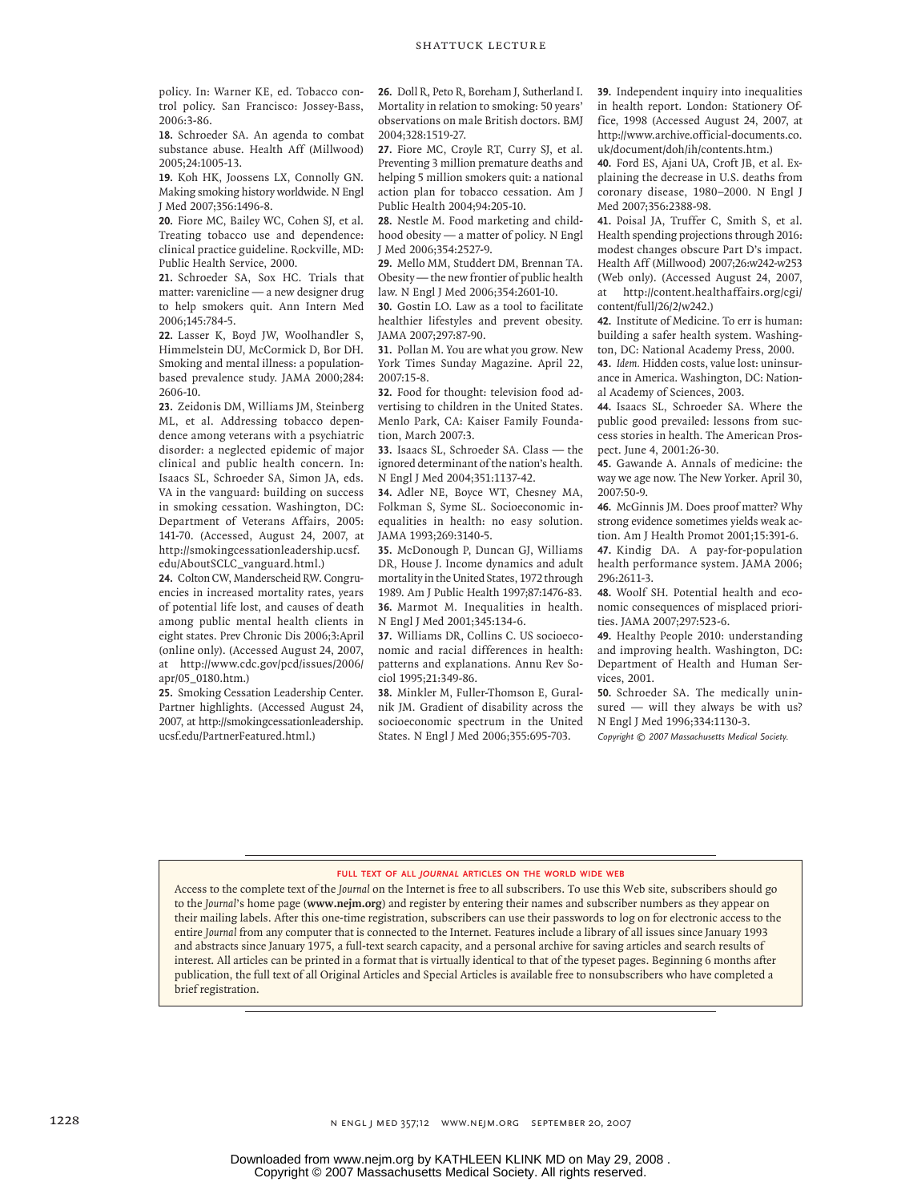policy. In: Warner KE, ed. Tobacco control policy. San Francisco: Jossey-Bass, 2006:3-86.

**18.** Schroeder SA. An agenda to combat substance abuse. Health Aff (Millwood) 2005;24:1005-13.

**19.** Koh HK, Joossens LX, Connolly GN. Making smoking history worldwide. N Engl J Med 2007;356:1496-8.

**20.** Fiore MC, Bailey WC, Cohen SJ, et al. Treating tobacco use and dependence: clinical practice guideline. Rockville, MD: Public Health Service, 2000.

**21.** Schroeder SA, Sox HC. Trials that matter: varenicline — a new designer drug to help smokers quit. Ann Intern Med 2006;145:784-5.

**22.** Lasser K, Boyd JW, Woolhandler S, Himmelstein DU, McCormick D, Bor DH. Smoking and mental illness: a population-based prevalence study. JAMA 2000;284:2606-10.

**23.** Zeidonis DM, Williams JM, Steinberg ML, et al. Addressing tobacco dependence among veterans with a psychiatric disorder: a neglected epidemic of major clinical and public health concern. In: Isaacs SL, Schroeder SA, Simon JA, eds. VA in the vanguard: building on success in smoking cessation. Washington, DC: Department of Veterans Affairs, 2005: 141-70. (Accessed, August 24, 2007, at http://smokingcessationleadership.ucsf.edu/AboutSCLC_vanguard.html.)

**24.** Colton CW, Manderscheid RW. Congruencies in increased mortality rates, years of potential life lost, and causes of death among public mental health clients in eight states. Prev Chronic Dis 2006;3:April (online only). (Accessed August 24, 2007, at http://www.cdc.gov/pcd/issues/2006/apr/05_0180.htm.)

**25.** Smoking Cessation Leadership Center. Partner highlights. (Accessed August 24, 2007, at http://smokingcessationleadership.ucsf.edu/PartnerFeatured.html.)

**26.** Doll R, Peto R, Boreham J, Sutherland I. Mortality in relation to smoking: 50 years' observations on male British doctors. BMJ 2004;328:1519-27.

**27.** Fiore MC, Croyle RT, Curry SJ, et al. Preventing 3 million premature deaths and helping 5 million smokers quit: a national action plan for tobacco cessation. Am J Public Health 2004;94:205-10.

**28.** Nestle M. Food marketing and childhood obesity — a matter of policy. N Engl J Med 2006;354:2527-9.

**29.** Mello MM, Studdert DM, Brennan TA. Obesity — the new frontier of public health law. N Engl J Med 2006;354:2601-10.

**30.** Gostin LO. Law as a tool to facilitate healthier lifestyles and prevent obesity. JAMA 2007;297:87-90.

**31.** Pollan M. You are what you grow. New York Times Sunday Magazine. April 22, 2007:15-8.

**32.** Food for thought: television food advertising to children in the United States. Menlo Park, CA: Kaiser Family Foundation, March 2007:3.

**33.** Isaacs SL, Schroeder SA. Class — the ignored determinant of the nation's health. N Engl J Med 2004;351:1137-42.

**34.** Adler NE, Boyce WT, Chesney MA, Folkman S, Syme SL. Socioeconomic inequalities in health: no easy solution. JAMA 1993;269:3140-5.

**35.** McDonough P, Duncan GJ, Williams DR, House J. Income dynamics and adult mortality in the United States, 1972 through 1989. Am J Public Health 1997;87:1476-83.

**36.** Marmot M. Inequalities in health. N Engl J Med 2001;345:134-6.

**37.** Williams DR, Collins C. US socioeconomic and racial differences in health: patterns and explanations. Annu Rev Sociol 1995;21:349-86.

**38.** Minkler M, Fuller-Thomson E, Guralnik JM. Gradient of disability across the socioeconomic spectrum in the United States. N Engl J Med 2006;355:695-703.

**39.** Independent inquiry into inequalities in health report. London: Stationery Office, 1998 (Accessed August 24, 2007, at http://www.archive.official-documents.co.uk/document/doh/ih/contents.htm.)

**40.** Ford ES, Ajani UA, Croft JB, et al. Explaining the decrease in U.S. deaths from coronary disease, 1980–2000. N Engl J Med 2007;356:2388-98.

**41.** Poisal JA, Truffer C, Smith S, et al. Health spending projections through 2016: modest changes obscure Part D's impact. Health Aff (Millwood) 2007;26:w242-w253 (Web only). (Accessed August 24, 2007, at http://content.healthaffairs.org/cgi/content/full/26/2/w242.)

**42.** Institute of Medicine. To err is human: building a safer health system. Washington, DC: National Academy Press, 2000.

**43.** *Idem.* Hidden costs, value lost: uninsurance in America. Washington, DC: National Academy of Sciences, 2003.

**44.** Isaacs SL, Schroeder SA. Where the public good prevailed: lessons from success stories in health. The American Prospect. June 4, 2001:26-30.

**45.** Gawande A. Annals of medicine: the way we age now. The New Yorker. April 30, 2007:50-9.

**46.** McGinnis JM. Does proof matter? Why strong evidence sometimes yields weak action. Am J Health Promot 2001;15:391-6.

**47.** Kindig DA. A pay-for-population health performance system. JAMA 2006; 296:2611-3.

**48.** Woolf SH. Potential health and economic consequences of misplaced priorities. JAMA 2007;297:523-6.

**49.** Healthy People 2010: understanding and improving health. Washington, DC: Department of Health and Human Services, 2001.

**50.** Schroeder SA. The medically uninsured — will they always be with us? N Engl J Med 1996;334:1130-3.

*Copyright © 2007 Massachusetts Medical Society.*

---

**FULL TEXT OF ALL *JOURNAL* ARTICLES ON THE WORLD WIDE WEB**

Access to the complete text of the *Journal* on the Internet is free to all subscribers. To use this Web site, subscribers should go to the *Journal*'s home page (**www.nejm.org**) and register by entering their names and subscriber numbers as they appear on their mailing labels. After this one-time registration, subscribers can use their passwords to log on for electronic access to the entire *Journal* from any computer that is connected to the Internet. Features include a library of all issues since January 1993 and abstracts since January 1975, a full-text search capacity, and a personal archive for saving articles and search results of interest. All articles can be printed in a format that is virtually identical to that of the typeset pages. Beginning 6 months after publication, the full text of all Original Articles and Special Articles is available free to nonsubscribers who have completed a brief registration.

---